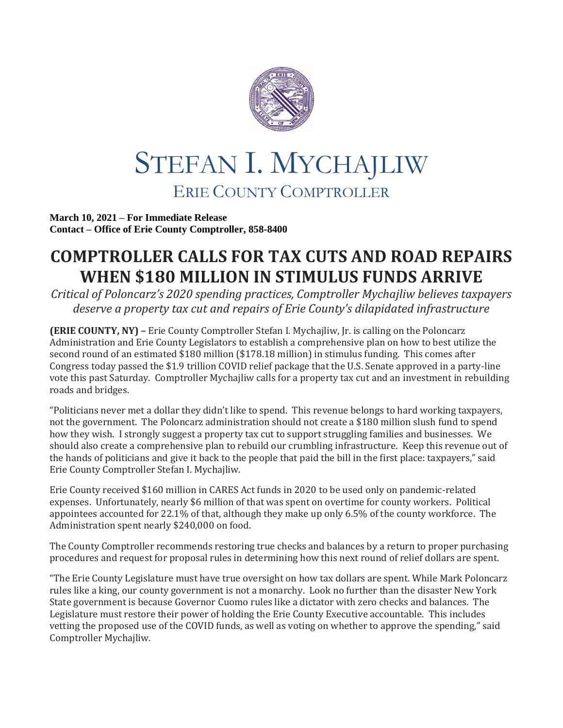# STEFAN I. MYCHAJLIW

## ERIE COUNTY COMPTROLLER

**March 10, 2021 – For Immediate Release**
**Contact – Office of Erie County Comptroller, 858-8400**

# COMPTROLLER CALLS FOR TAX CUTS AND ROAD REPAIRS WHEN $180 MILLION IN STIMULUS FUNDS ARRIVE

*Critical of Poloncarz's 2020 spending practices, Comptroller Mychajliw believes taxpayers deserve a property tax cut and repairs of Erie County's dilapidated infrastructure*

**(ERIE COUNTY, NY) –** Erie County Comptroller Stefan I. Mychajliw, Jr. is calling on the Poloncarz Administration and Erie County Legislators to establish a comprehensive plan on how to best utilize the second round of an estimated $180 million ($178.18 million) in stimulus funding. This comes after Congress today passed the $1.9 trillion COVID relief package that the U.S. Senate approved in a party-line vote this past Saturday. Comptroller Mychajliw calls for a property tax cut and an investment in rebuilding roads and bridges.

"Politicians never met a dollar they didn't like to spend. This revenue belongs to hard working taxpayers, not the government. The Poloncarz administration should not create a $180 million slush fund to spend how they wish. I strongly suggest a property tax cut to support struggling families and businesses. We should also create a comprehensive plan to rebuild our crumbling infrastructure. Keep this revenue out of the hands of politicians and give it back to the people that paid the bill in the first place: taxpayers," said Erie County Comptroller Stefan I. Mychajliw.

Erie County received $160 million in CARES Act funds in 2020 to be used only on pandemic-related expenses. Unfortunately, nearly $6 million of that was spent on overtime for county workers. Political appointees accounted for 22.1% of that, although they make up only 6.5% of the county workforce. The Administration spent nearly $240,000 on food.

The County Comptroller recommends restoring true checks and balances by a return to proper purchasing procedures and request for proposal rules in determining how this next round of relief dollars are spent.

"The Erie County Legislature must have true oversight on how tax dollars are spent. While Mark Poloncarz rules like a king, our county government is not a monarchy. Look no further than the disaster New York State government is because Governor Cuomo rules like a dictator with zero checks and balances. The Legislature must restore their power of holding the Erie County Executive accountable. This includes vetting the proposed use of the COVID funds, as well as voting on whether to approve the spending," said Comptroller Mychajliw.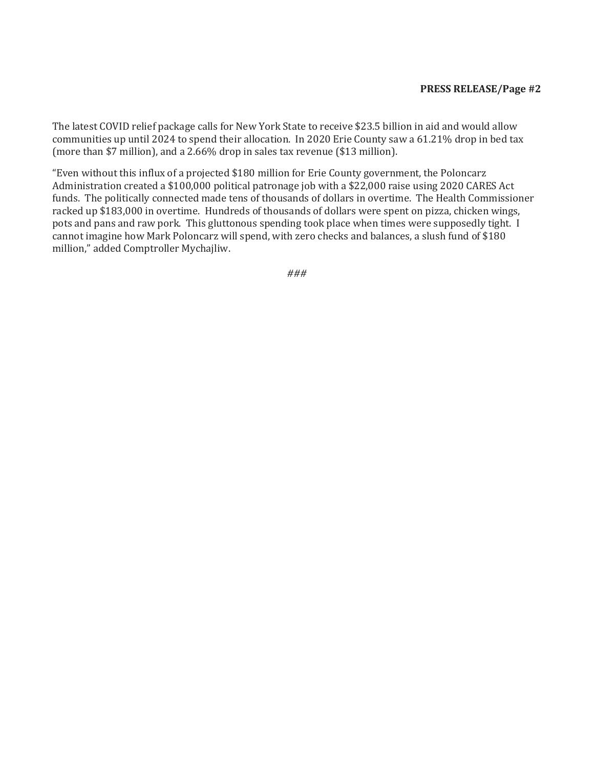The latest COVID relief package calls for New York State to receive $23.5 billion in aid and would allow communities up until 2024 to spend their allocation. In 2020 Erie County saw a 61.21% drop in bed tax (more than $7 million), and a 2.66% drop in sales tax revenue ($13 million).

"Even without this influx of a projected $180 million for Erie County government, the Poloncarz Administration created a $100,000 political patronage job with a $22,000 raise using 2020 CARES Act funds. The politically connected made tens of thousands of dollars in overtime. The Health Commissioner racked up $183,000 in overtime. Hundreds of thousands of dollars were spent on pizza, chicken wings, pots and pans and raw pork. This gluttonous spending took place when times were supposedly tight. I cannot imagine how Mark Poloncarz will spend, with zero checks and balances, a slush fund of $180 million," added Comptroller Mychajliw.

###